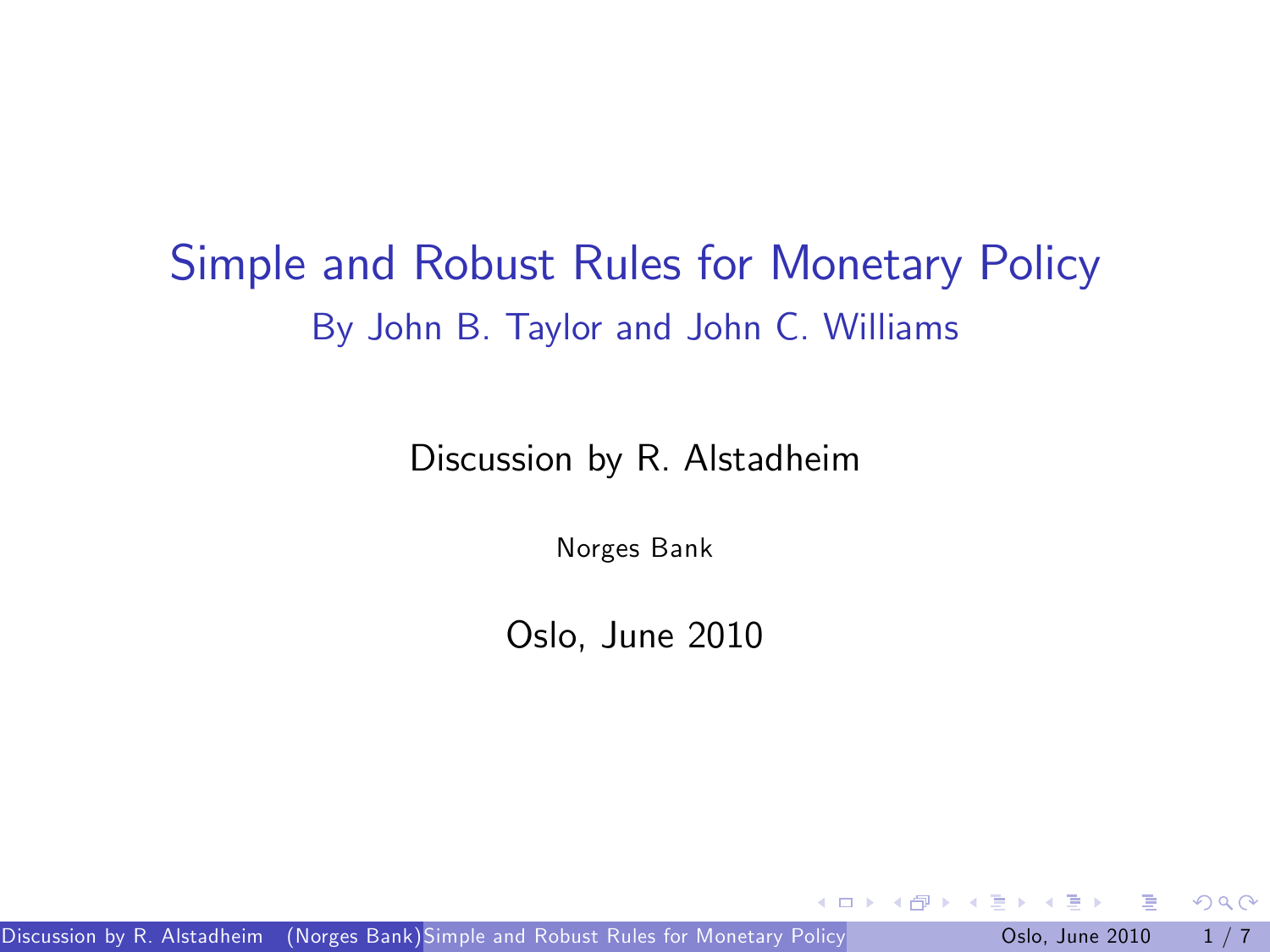# Simple and Robust Rules for Monetary Policy

## By John B. Taylor and John C. Williams

Discussion by R. Alstadheim

Norges Bank

Oslo, June 2010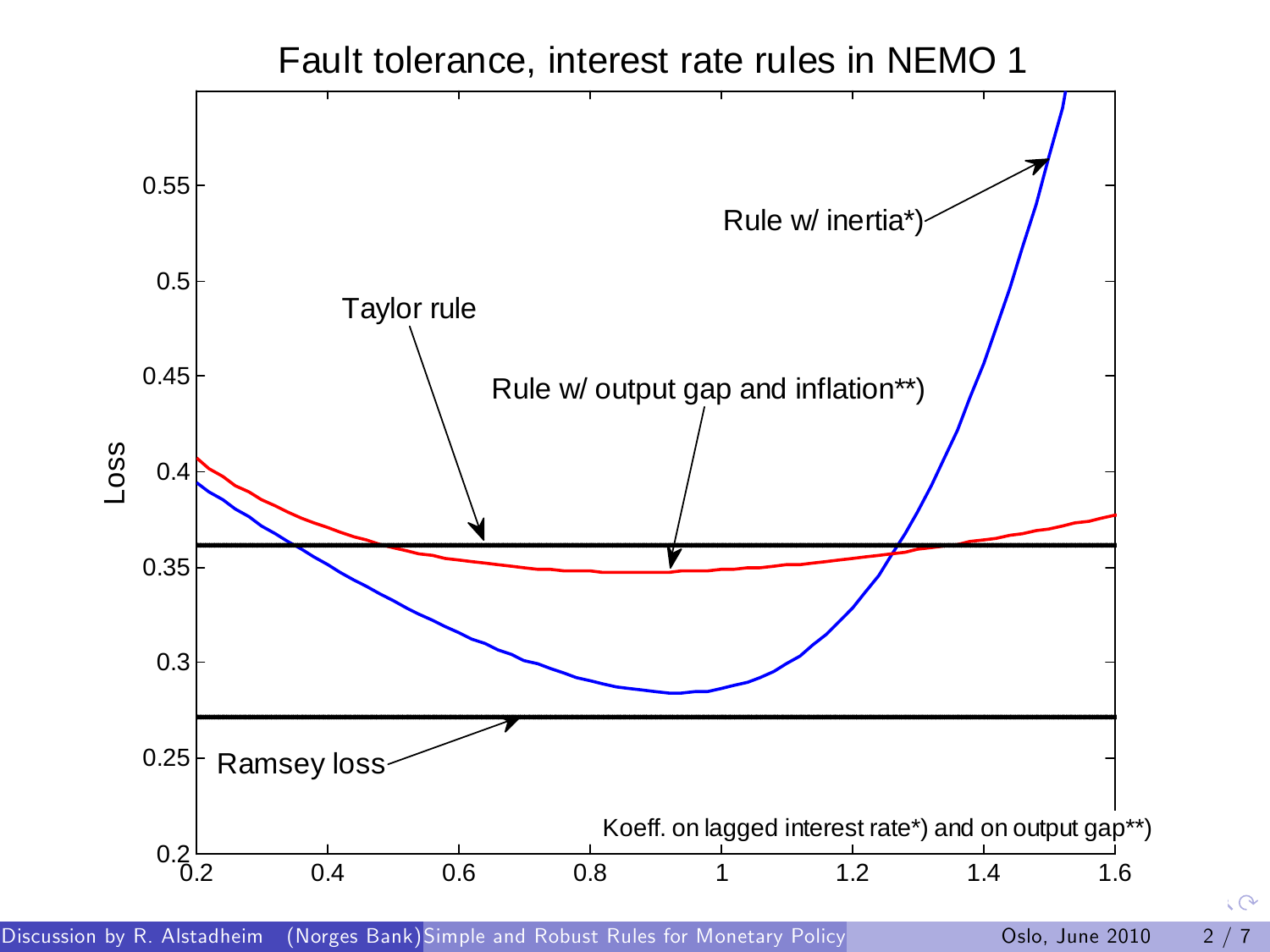# Fault tolerance, interest rate rules in NEMO 1

Loss

Rule w/ inertia*)

Taylor rule

Rule w/ output gap and inflation**)

Ramsey loss

Koeff. on lagged interest rate*) and on output gap**)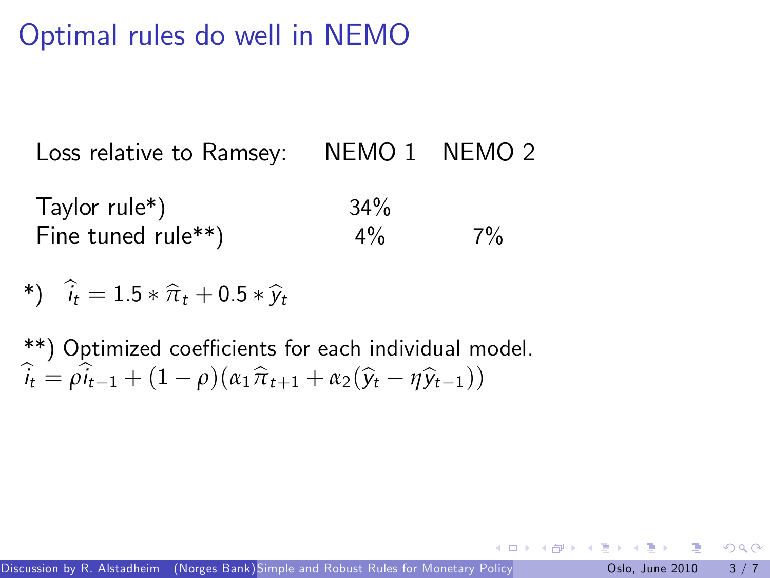# Optimal rules do well in NEMO

| Loss relative to Ramsey: | NEMO 1 | NEMO 2 |
|---|---|---|
| Taylor rule*) | 34% | |
| Fine tuned rule**) | 4% | 7% |

*) $\widehat{i}_t = 1.5 * \widehat{\pi}_t + 0.5 * \widehat{y}_t$

**) Optimized coefficients for each individual model.

$\widehat{i}_t = \rho \widehat{i}_{t-1} + (1 - \rho)(\alpha_1 \widehat{\pi}_{t+1} + \alpha_2 (\widehat{y}_t - \eta \widehat{y}_{t-1}))$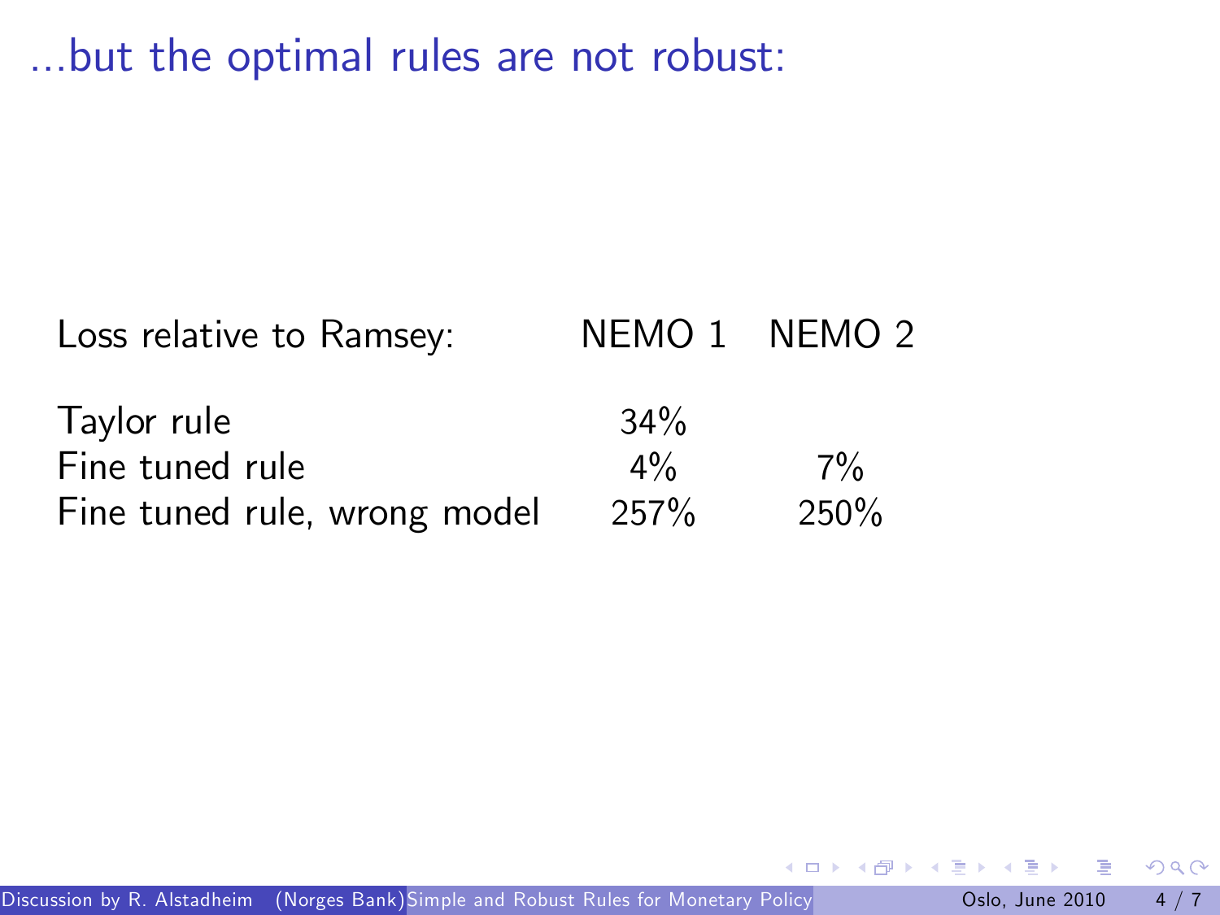# ...but the optimal rules are not robust:

| Loss relative to Ramsey: | NEMO 1 | NEMO 2 |
|---|---|---|
| Taylor rule | 34% | |
| Fine tuned rule | 4% | 7% |
| Fine tuned rule, wrong model | 257% | 250% |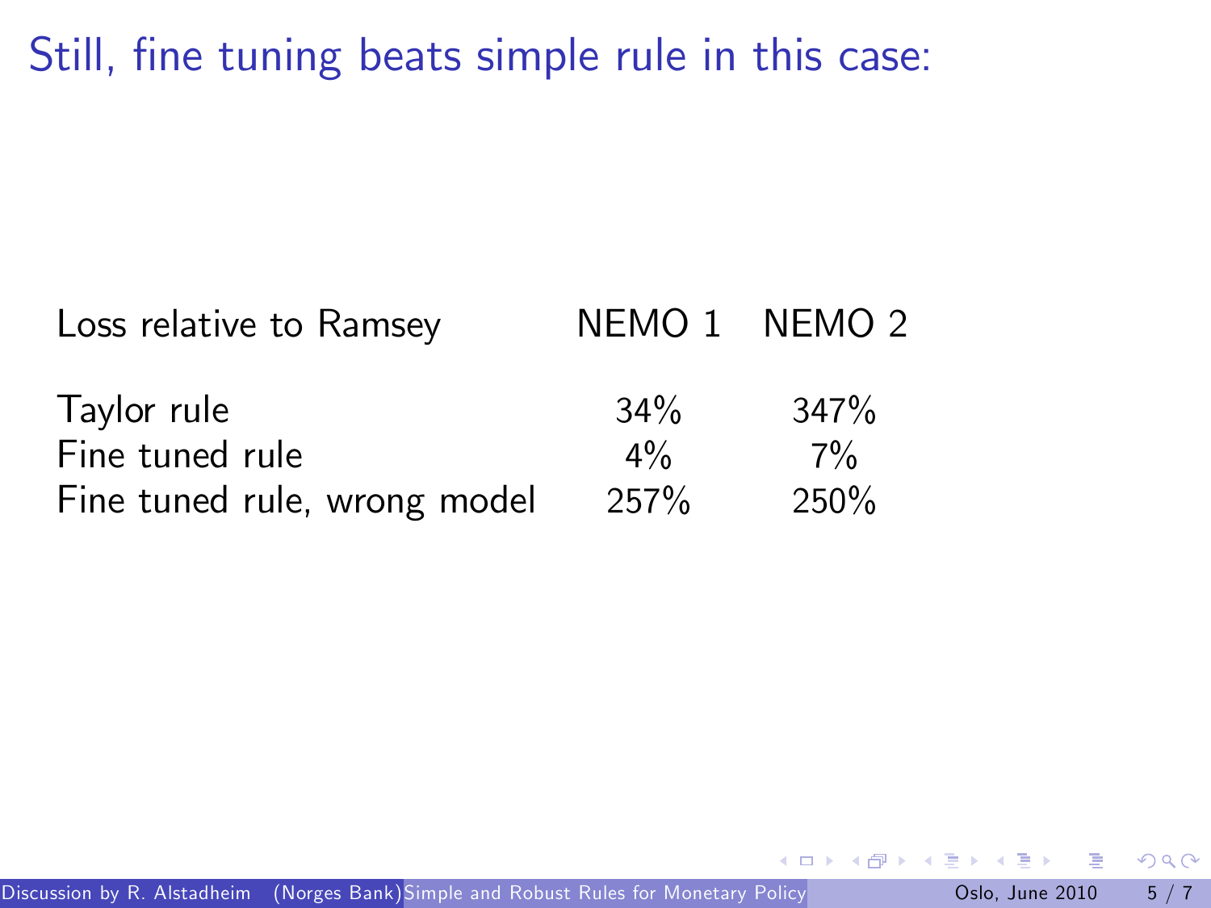# Still, fine tuning beats simple rule in this case:

| Loss relative to Ramsey | NEMO 1 | NEMO 2 |
|---|---|---|
| Taylor rule | 34% | 347% |
| Fine tuned rule | 4% | 7% |
| Fine tuned rule, wrong model | 257% | 250% |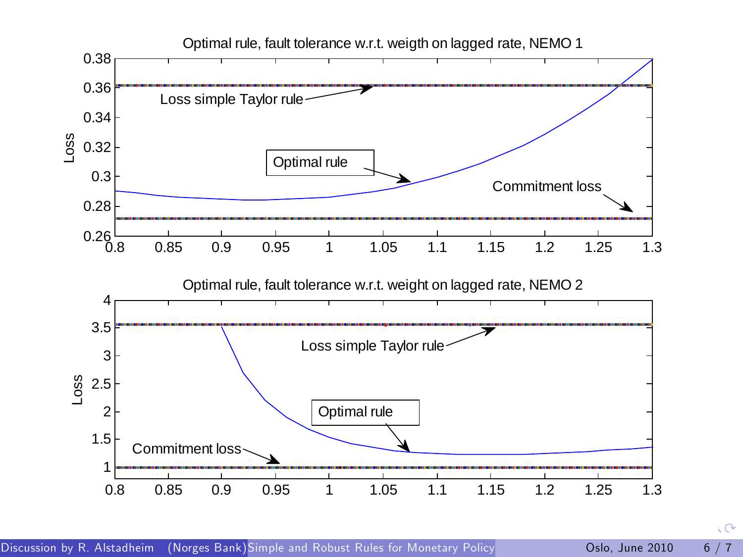Optimal rule, fault tolerance w.r.t. weigth on lagged rate, NEMO 1

Optimal rule, fault tolerance w.r.t. weight on lagged rate, NEMO 2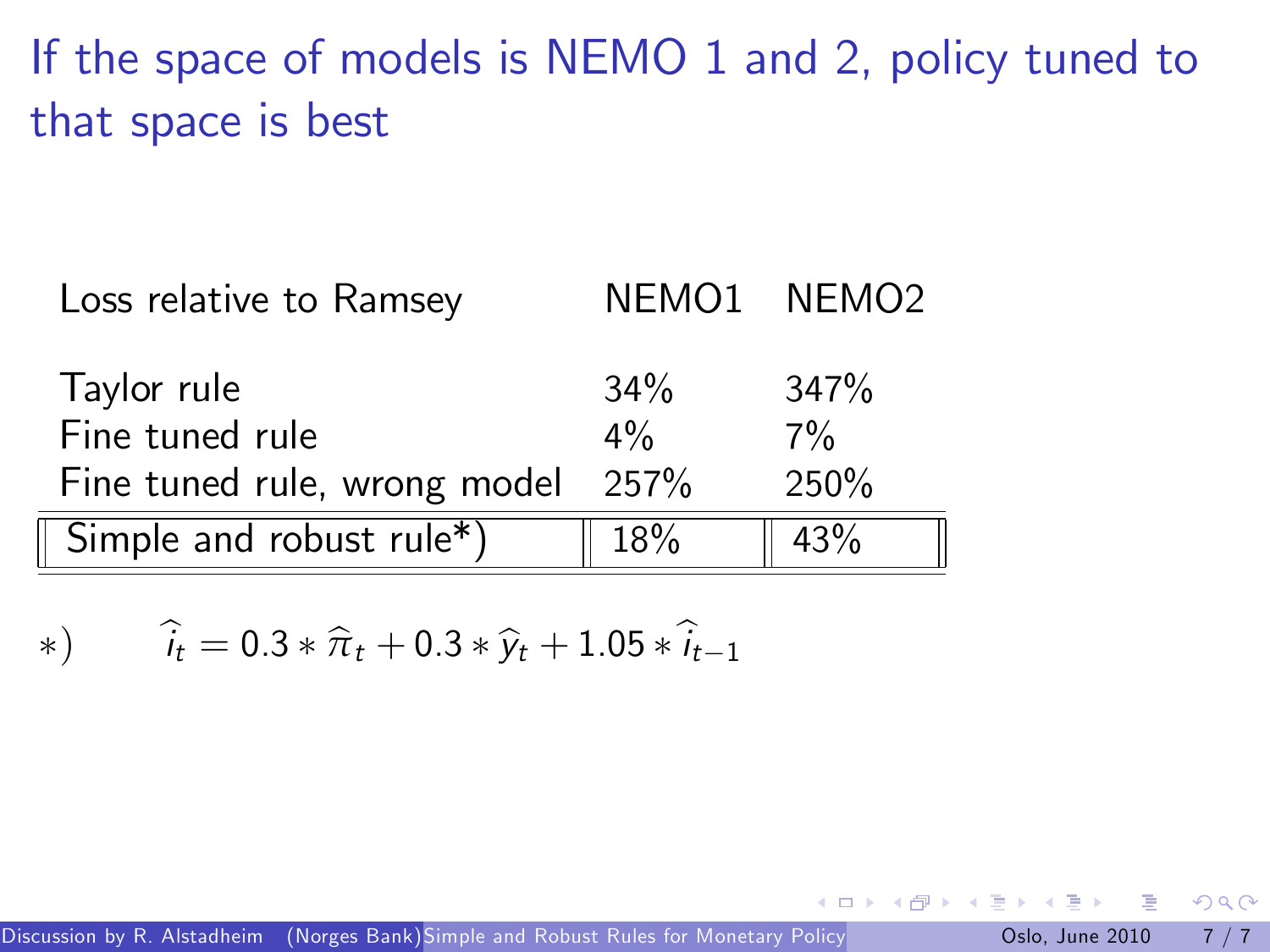# If the space of models is NEMO 1 and 2, policy tuned to that space is best

| Loss relative to Ramsey | NEMO1 | NEMO2 |
|---|---|---|
| Taylor rule | 34% | 347% |
| Fine tuned rule | 4% | 7% |
| Fine tuned rule, wrong model | 257% | 250% |
| Simple and robust rule*) | 18% | 43% |

*) $\widehat{i}_t = 0.3 * \widehat{\pi}_t + 0.3 * \widehat{y}_t + 1.05 * \widehat{i}_{t-1}$